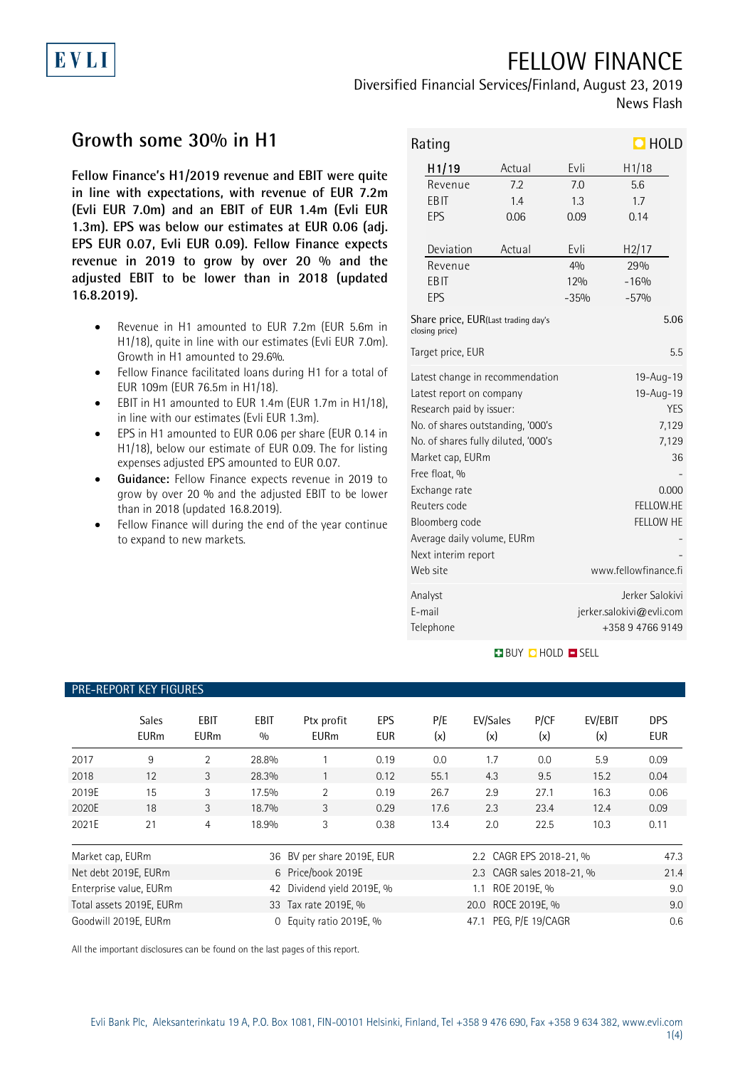# FELLOW FINANCE

Diversified Financial Services/Finland, August 23, 2019

News Flash

## Growth some 30% in H1

**Fellow Finance's H1/2019 revenue and EBIT were quite in line with expectations, with revenue of EUR 7.2m (Evli EUR 7.0m) and an EBIT of EUR 1.4m (Evli EUR 1.3m). EPS was below our estimates at EUR 0.06 (adj. EPS EUR 0.07, Evli EUR 0.09). Fellow Finance expects revenue in 2019 to grow by over 20 % and the adjusted EBIT to be lower than in 2018 (updated 16.8.2019).**

- Revenue in H1 amounted to EUR 7.2m (EUR 5.6m in H1/18), quite in line with our estimates (Evli EUR 7.0m). Growth in H1 amounted to 29.6%.
- Fellow Finance facilitated loans during H1 for a total of EUR 109m (EUR 76.5m in H1/18).
- EBIT in H1 amounted to EUR 1.4m (EUR 1.7m in H1/18), in line with our estimates (Evli EUR 1.3m).
- EPS in H1 amounted to EUR 0.06 per share (EUR 0.14 in H1/18), below our estimate of EUR 0.09. The for listing expenses adjusted EPS amounted to EUR 0.07.
- **Guidance:** Fellow Finance expects revenue in 2019 to grow by over 20 % and the adjusted EBIT to be lower than in 2018 (updated 16.8.2019).
- Fellow Finance will during the end of the year continue to expand to new markets.

**Rating: HOLD**

| H1/19 | Actual | Evli | H1/18 |
|---|---|---|---|
| Revenue | 7.2 | 7.0 | 5.6 |
| EBIT | 1.4 | 1.3 | 1.7 |
| EPS | 0.06 | 0.09 | 0.14 |

| Deviation | Actual | Evli | H2/17 |
|---|---|---|---|
| Revenue | | 4% | 29% |
| EBIT | | 12% | -16% |
| EPS | | -35% | -57% |

| | |
|---|---|
| Share price, EUR (Last trading day's closing price) | 5.06 |
| Target price, EUR | 5.5 |
| Latest change in recommendation | 19-Aug-19 |
| Latest report on company | 19-Aug-19 |
| Research paid by issuer: | YES |
| No. of shares outstanding, '000's | 7,129 |
| No. of shares fully diluted, '000's | 7,129 |
| Market cap, EURm | 36 |
| Free float, % | - |
| Exchange rate | 0.000 |
| Reuters code | FELLOW.HE |
| Bloomberg code | FELLOW HE |
| Average daily volume, EURm | - |
| Next interim report | - |
| Web site | www.fellowfinance.fi |
| Analyst | Jerker Salokivi |
| E-mail | jerker.salokivi@evli.com |
| Telephone | +358 9 4766 9149 |

BUY HOLD SELL

### PRE-REPORT KEY FIGURES

| | Sales EURm | EBIT EURm | EBIT % | Ptx profit EURm | EPS EUR | P/E (x) | EV/Sales (x) | P/CF (x) | EV/EBIT (x) | DPS EUR |
|---|---|---|---|---|---|---|---|---|---|---|
| 2017 | 9 | 2 | 28.8% | 1 | 0.19 | 0.0 | 1.7 | 0.0 | 5.9 | 0.09 |
| 2018 | 12 | 3 | 28.3% | 1 | 0.12 | 55.1 | 4.3 | 9.5 | 15.2 | 0.04 |
| 2019E | 15 | 3 | 17.5% | 2 | 0.19 | 26.7 | 2.9 | 27.1 | 16.3 | 0.06 |
| 2020E | 18 | 3 | 18.7% | 3 | 0.29 | 17.6 | 2.3 | 23.4 | 12.4 | 0.09 |
| 2021E | 21 | 4 | 18.9% | 3 | 0.38 | 13.4 | 2.0 | 22.5 | 10.3 | 0.11 |

| | | | | | |
|---|---|---|---|---|---|
| Market cap, EURm | 36 | BV per share 2019E, EUR | 2.2 | CAGR EPS 2018-21, % | 47.3 |
| Net debt 2019E, EURm | 6 | Price/book 2019E | 2.3 | CAGR sales 2018-21, % | 21.4 |
| Enterprise value, EURm | 42 | Dividend yield 2019E, % | 1.1 | ROE 2019E, % | 9.0 |
| Total assets 2019E, EURm | 33 | Tax rate 2019E, % | 20.0 | ROCE 2019E, % | 9.0 |
| Goodwill 2019E, EURm | 0 | Equity ratio 2019E, % | 47.1 | PEG, P/E 19/CAGR | 0.6 |

All the important disclosures can be found on the last pages of this report.

Evli Bank Plc, Aleksanterinkatu 19 A, P.O. Box 1081, FIN-00101 Helsinki, Finland, Tel +358 9 476 690, Fax +358 9 634 382, www.evli.com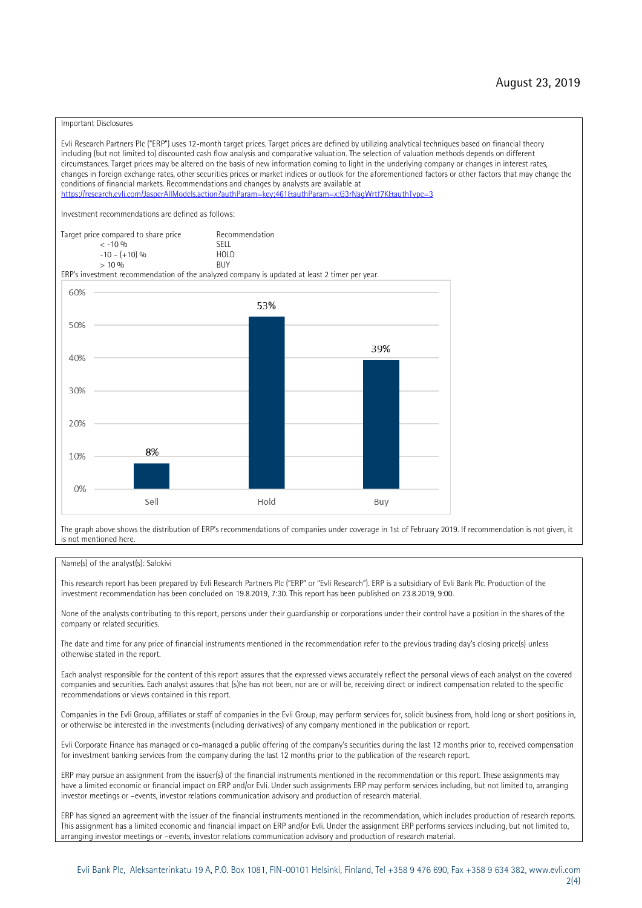August 23, 2019

Important Disclosures

Evli Research Partners Plc ("ERP") uses 12-month target prices. Target prices are defined by utilizing analytical techniques based on financial theory including (but not limited to) discounted cash flow analysis and comparative valuation. The selection of valuation methods depends on different circumstances. Target prices may be altered on the basis of new information coming to light in the underlying company or changes in interest rates, changes in foreign exchange rates, other securities prices or market indices or outlook for the aforementioned factors or other factors that may change the conditions of financial markets. Recommendations and changes by analysts are available at https://research.evli.com/JasperAllModels.action?authParam=key;461&authParam=x;G3rNagWrtf7K&authType=3

Investment recommendations are defined as follows:

| Target price compared to share price | Recommendation |
|---|---|
| < -10 % | SELL |
| -10 – (+10) % | HOLD |
| > 10 % | BUY |

ERP's investment recommendation of the analyzed company is updated at least 2 timer per year.

| | Sell | Hold | Buy |
|---|---|---|---|
| Share of recommendations | 8% | 53% | 39% |

The graph above shows the distribution of ERP's recommendations of companies under coverage in 1st of February 2019. If recommendation is not given, it is not mentioned here.

Name(s) of the analyst(s): Salokivi

This research report has been prepared by Evli Research Partners Plc ("ERP" or "Evli Research"). ERP is a subsidiary of Evli Bank Plc. Production of the investment recommendation has been concluded on 19.8.2019, 7:30. This report has been published on 23.8.2019, 9:00.

None of the analysts contributing to this report, persons under their guardianship or corporations under their control have a position in the shares of the company or related securities.

The date and time for any price of financial instruments mentioned in the recommendation refer to the previous trading day's closing price(s) unless otherwise stated in the report.

Each analyst responsible for the content of this report assures that the expressed views accurately reflect the personal views of each analyst on the covered companies and securities. Each analyst assures that (s)he has not been, nor are or will be, receiving direct or indirect compensation related to the specific recommendations or views contained in this report.

Companies in the Evli Group, affiliates or staff of companies in the Evli Group, may perform services for, solicit business from, hold long or short positions in, or otherwise be interested in the investments (including derivatives) of any company mentioned in the publication or report.

Evli Corporate Finance has managed or co-managed a public offering of the company's securities during the last 12 months prior to, received compensation for investment banking services from the company during the last 12 months prior to the publication of the research report.

ERP may pursue an assignment from the issuer(s) of the financial instruments mentioned in the recommendation or this report. These assignments may have a limited economic or financial impact on ERP and/or Evli. Under such assignments ERP may perform services including, but not limited to, arranging investor meetings or –events, investor relations communication advisory and production of research material.

ERP has signed an agreement with the issuer of the financial instruments mentioned in the recommendation, which includes production of research reports. This assignment has a limited economic and financial impact on ERP and/or Evli. Under the assignment ERP performs services including, but not limited to, arranging investor meetings or –events, investor relations communication advisory and production of research material.

Evli Bank Plc, Aleksanterinkatu 19 A, P.O. Box 1081, FIN-00101 Helsinki, Finland, Tel +358 9 476 690, Fax +358 9 634 382, www.evli.com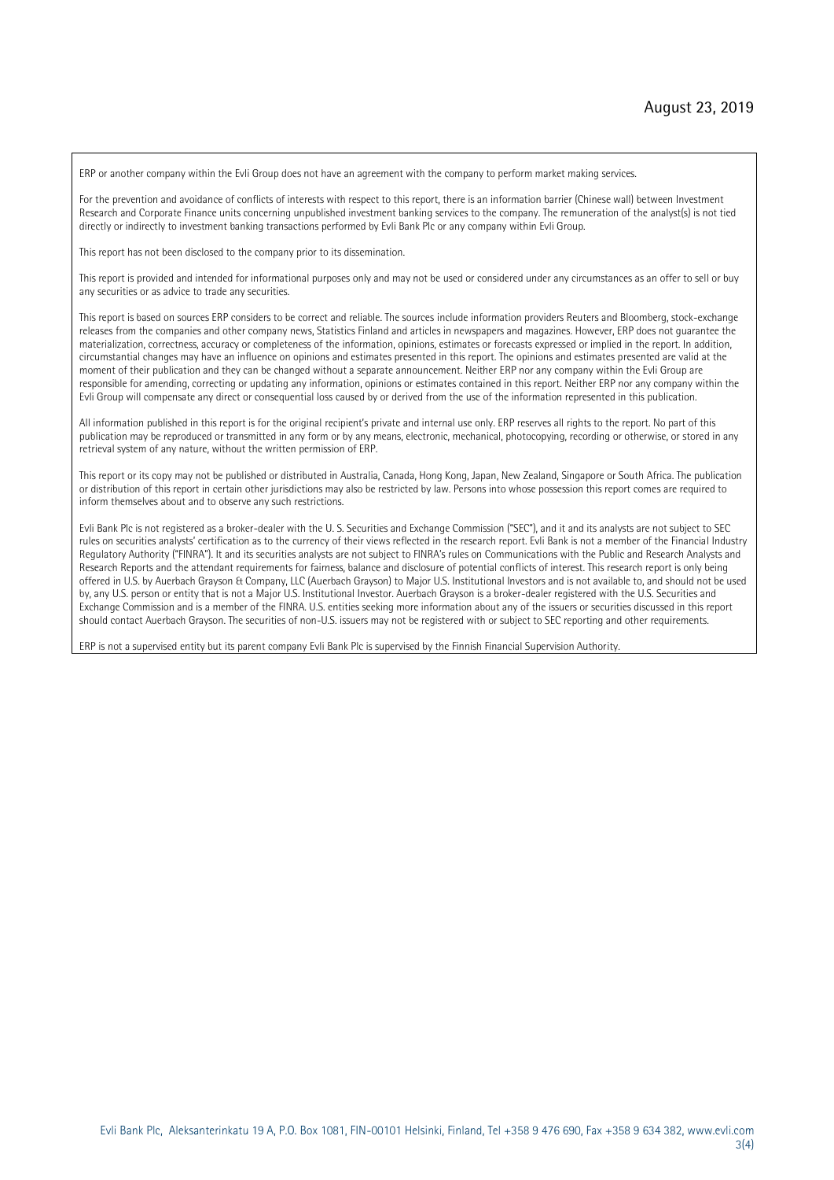ERP or another company within the Evli Group does not have an agreement with the company to perform market making services.

For the prevention and avoidance of conflicts of interests with respect to this report, there is an information barrier (Chinese wall) between Investment Research and Corporate Finance units concerning unpublished investment banking services to the company. The remuneration of the analyst(s) is not tied directly or indirectly to investment banking transactions performed by Evli Bank Plc or any company within Evli Group.

This report has not been disclosed to the company prior to its dissemination.

This report is provided and intended for informational purposes only and may not be used or considered under any circumstances as an offer to sell or buy any securities or as advice to trade any securities.

This report is based on sources ERP considers to be correct and reliable. The sources include information providers Reuters and Bloomberg, stock-exchange releases from the companies and other company news, Statistics Finland and articles in newspapers and magazines. However, ERP does not guarantee the materialization, correctness, accuracy or completeness of the information, opinions, estimates or forecasts expressed or implied in the report. In addition, circumstantial changes may have an influence on opinions and estimates presented in this report. The opinions and estimates presented are valid at the moment of their publication and they can be changed without a separate announcement. Neither ERP nor any company within the Evli Group are responsible for amending, correcting or updating any information, opinions or estimates contained in this report. Neither ERP nor any company within the Evli Group will compensate any direct or consequential loss caused by or derived from the use of the information represented in this publication.

All information published in this report is for the original recipient's private and internal use only. ERP reserves all rights to the report. No part of this publication may be reproduced or transmitted in any form or by any means, electronic, mechanical, photocopying, recording or otherwise, or stored in any retrieval system of any nature, without the written permission of ERP.

This report or its copy may not be published or distributed in Australia, Canada, Hong Kong, Japan, New Zealand, Singapore or South Africa. The publication or distribution of this report in certain other jurisdictions may also be restricted by law. Persons into whose possession this report comes are required to inform themselves about and to observe any such restrictions.

Evli Bank Plc is not registered as a broker-dealer with the U. S. Securities and Exchange Commission ("SEC"), and it and its analysts are not subject to SEC rules on securities analysts' certification as to the currency of their views reflected in the research report. Evli Bank is not a member of the Financial Industry Regulatory Authority ("FINRA"). It and its securities analysts are not subject to FINRA's rules on Communications with the Public and Research Analysts and Research Reports and the attendant requirements for fairness, balance and disclosure of potential conflicts of interest. This research report is only being offered in U.S. by Auerbach Grayson & Company, LLC (Auerbach Grayson) to Major U.S. Institutional Investors and is not available to, and should not be used by, any U.S. person or entity that is not a Major U.S. Institutional Investor. Auerbach Grayson is a broker-dealer registered with the U.S. Securities and Exchange Commission and is a member of the FINRA. U.S. entities seeking more information about any of the issuers or securities discussed in this report should contact Auerbach Grayson. The securities of non-U.S. issuers may not be registered with or subject to SEC reporting and other requirements.

ERP is not a supervised entity but its parent company Evli Bank Plc is supervised by the Finnish Financial Supervision Authority.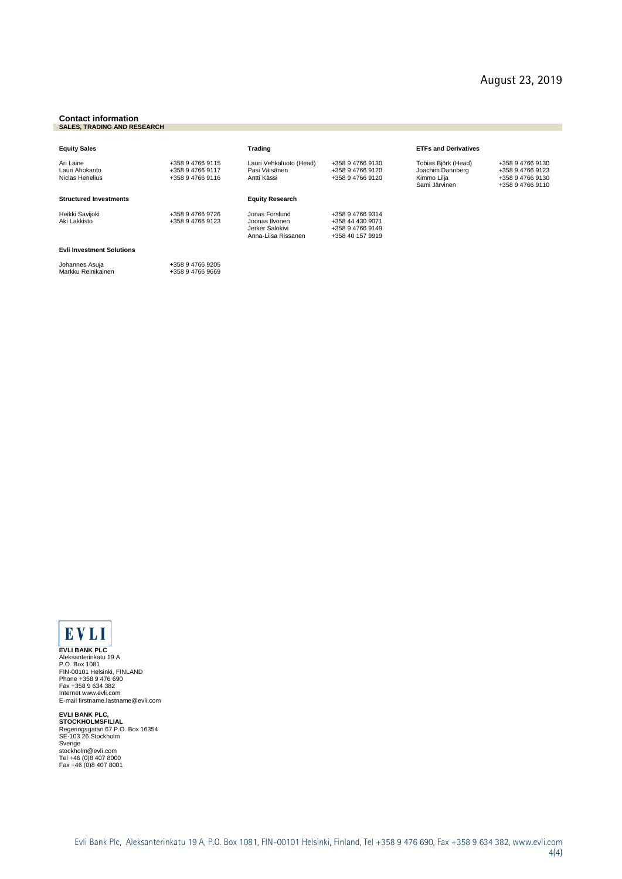August 23, 2019

## Contact information

### SALES, TRADING AND RESEARCH

**Equity Sales**

| | |
|---|---|
| Ari Laine | +358 9 4766 9115 |
| Lauri Ahokanto | +358 9 4766 9117 |
| Niclas Henelius | +358 9 4766 9116 |

**Structured Investments**

| | |
|---|---|
| Heikki Savijoki | +358 9 4766 9726 |
| Aki Lakkisto | +358 9 4766 9123 |

**Evli Investment Solutions**

| | |
|---|---|
| Johannes Asuja | +358 9 4766 9205 |
| Markku Reinikainen | +358 9 4766 9669 |

**Trading**

| | |
|---|---|
| Lauri Vehkaluoto (Head) | +358 9 4766 9130 |
| Pasi Väisänen | +358 9 4766 9120 |
| Antti Kässi | +358 9 4766 9120 |

**Equity Research**

| | |
|---|---|
| Jonas Forslund | +358 9 4766 9314 |
| Joonas Ilvonen | +358 44 430 9071 |
| Jerker Salokivi | +358 9 4766 9149 |
| Anna-Liisa Rissanen | +358 40 157 9919 |

**ETFs and Derivatives**

| | |
|---|---|
| Tobias Björk (Head) | +358 9 4766 9130 |
| Joachim Dannberg | +358 9 4766 9123 |
| Kimmo Lilja | +358 9 4766 9130 |
| Sami Järvinen | +358 9 4766 9110 |

EVLI

**EVLI BANK PLC**
Aleksanterinkatu 19 A
P.O. Box 1081
FIN-00101 Helsinki, FINLAND
Phone +358 9 476 690
Fax +358 9 634 382
Internet www.evli.com
E-mail firstname.lastname@evli.com

**EVLI BANK PLC, STOCKHOLMSFILIAL**
Regeringsgatan 67 P.O. Box 16354
SE-103 26 Stockholm
Sverige
stockholm@evli.com
Tel +46 (0)8 407 8000
Fax +46 (0)8 407 8001

Evli Bank Plc, Aleksanterinkatu 19 A, P.O. Box 1081, FIN-00101 Helsinki, Finland, Tel +358 9 476 690, Fax +358 9 634 382, www.evli.com